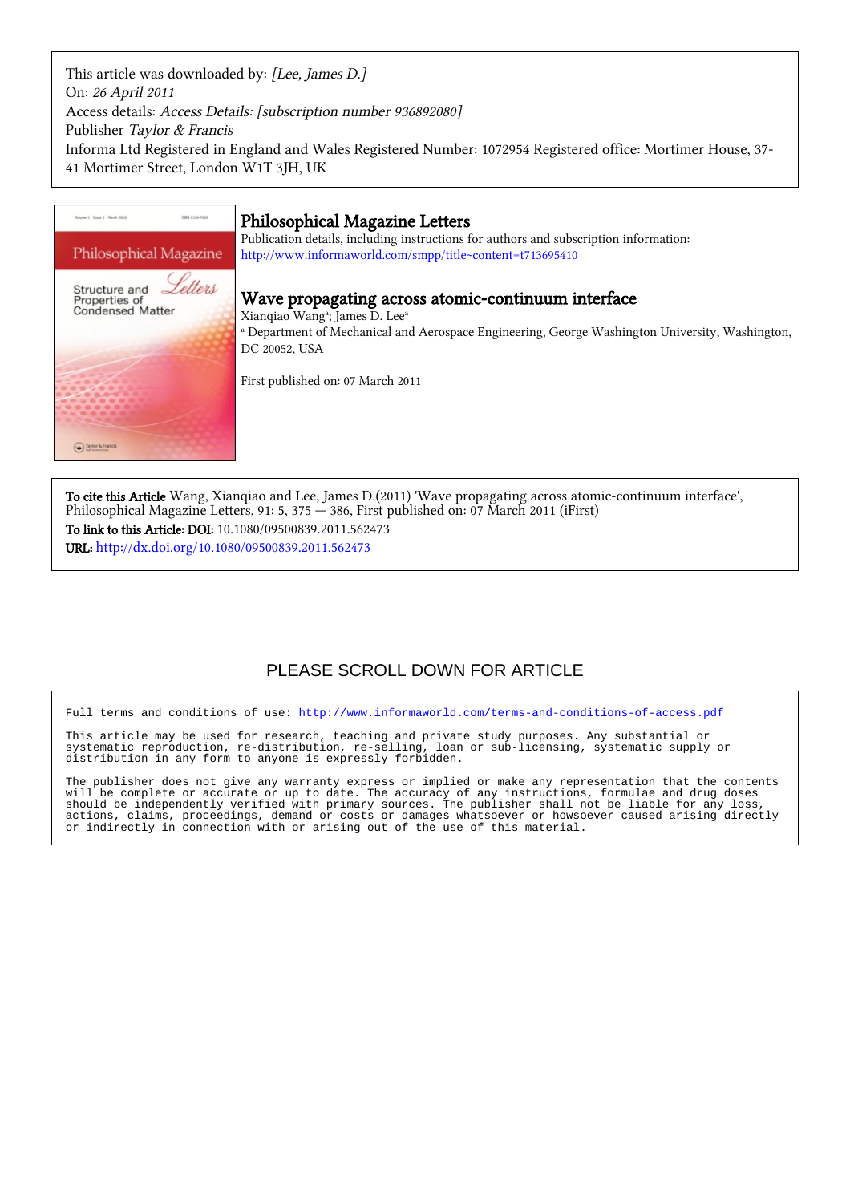This article was downloaded by: *[Lee, James D.]*
On: *26 April 2011*
Access details: *Access Details: [subscription number 936892080]*
Publisher *Taylor & Francis*
Informa Ltd Registered in England and Wales Registered Number: 1072954 Registered office: Mortimer House, 37-41 Mortimer Street, London W1T 3JH, UK

# Philosophical Magazine Letters

Publication details, including instructions for authors and subscription information:
http://www.informaworld.com/smpp/title~content=t713695410

## Wave propagating across atomic-continuum interface

Xianqiao Wang[a]; James D. Lee[a]

[a] Department of Mechanical and Aerospace Engineering, George Washington University, Washington, DC 20052, USA

First published on: 07 March 2011

**To cite this Article** Wang, Xianqiao and Lee, James D.(2011) 'Wave propagating across atomic-continuum interface', Philosophical Magazine Letters, 91: 5, 375 — 386, First published on: 07 March 2011 (iFirst)

**To link to this Article: DOI:** 10.1080/09500839.2011.562473

**URL:** http://dx.doi.org/10.1080/09500839.2011.562473

PLEASE SCROLL DOWN FOR ARTICLE

Full terms and conditions of use: http://www.informaworld.com/terms-and-conditions-of-access.pdf

This article may be used for research, teaching and private study purposes. Any substantial or systematic reproduction, re-distribution, re-selling, loan or sub-licensing, systematic supply or distribution in any form to anyone is expressly forbidden.

The publisher does not give any warranty express or implied or make any representation that the contents will be complete or accurate or up to date. The accuracy of any instructions, formulae and drug doses should be independently verified with primary sources. The publisher shall not be liable for any loss, actions, claims, proceedings, demand or costs or damages whatsoever or howsoever caused arising directly or indirectly in connection with or arising out of the use of this material.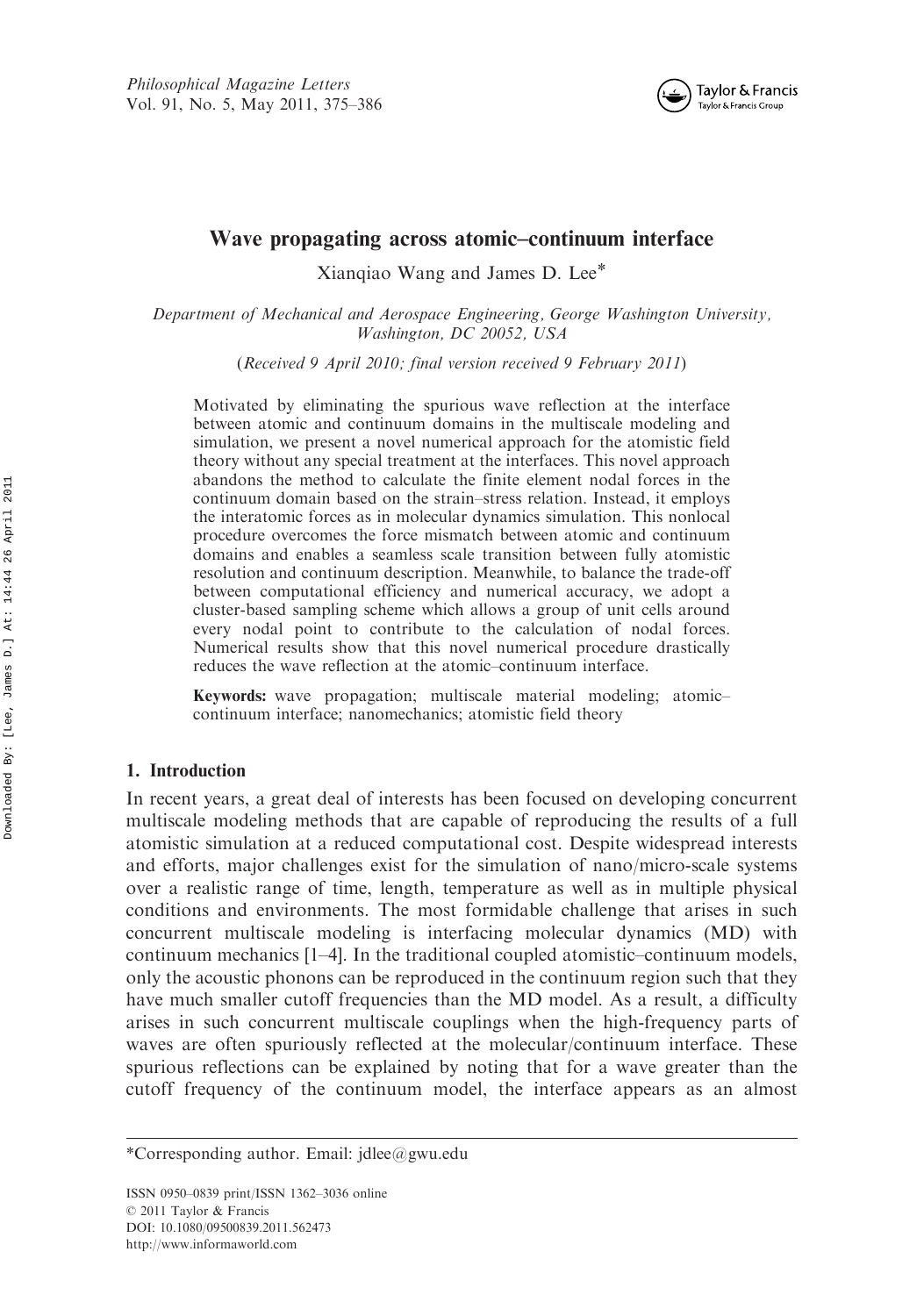# Wave propagating across atomic–continuum interface

Xianqiao Wang and James D. Lee*

*Department of Mechanical and Aerospace Engineering, George Washington University, Washington, DC 20052, USA*

(*Received 9 April 2010; final version received 9 February 2011*)

Motivated by eliminating the spurious wave reflection at the interface between atomic and continuum domains in the multiscale modeling and simulation, we present a novel numerical approach for the atomistic field theory without any special treatment at the interfaces. This novel approach abandons the method to calculate the finite element nodal forces in the continuum domain based on the strain–stress relation. Instead, it employs the interatomic forces as in molecular dynamics simulation. This nonlocal procedure overcomes the force mismatch between atomic and continuum domains and enables a seamless scale transition between fully atomistic resolution and continuum description. Meanwhile, to balance the trade-off between computational efficiency and numerical accuracy, we adopt a cluster-based sampling scheme which allows a group of unit cells around every nodal point to contribute to the calculation of nodal forces. Numerical results show that this novel numerical procedure drastically reduces the wave reflection at the atomic–continuum interface.

**Keywords:** wave propagation; multiscale material modeling; atomic–continuum interface; nanomechanics; atomistic field theory

## 1. Introduction

In recent years, a great deal of interests has been focused on developing concurrent multiscale modeling methods that are capable of reproducing the results of a full atomistic simulation at a reduced computational cost. Despite widespread interests and efforts, major challenges exist for the simulation of nano/micro-scale systems over a realistic range of time, length, temperature as well as in multiple physical conditions and environments. The most formidable challenge that arises in such concurrent multiscale modeling is interfacing molecular dynamics (MD) with continuum mechanics [1–4]. In the traditional coupled atomistic–continuum models, only the acoustic phonons can be reproduced in the continuum region such that they have much smaller cutoff frequencies than the MD model. As a result, a difficulty arises in such concurrent multiscale couplings when the high-frequency parts of waves are often spuriously reflected at the molecular/continuum interface. These spurious reflections can be explained by noting that for a wave greater than the cutoff frequency of the continuum model, the interface appears as an almost

*Corresponding author. Email: jdlee@gwu.edu

ISSN 0950–0839 print/ISSN 1362–3036 online
© 2011 Taylor & Francis
DOI: 10.1080/09500839.2011.562473
http://www.informaworld.com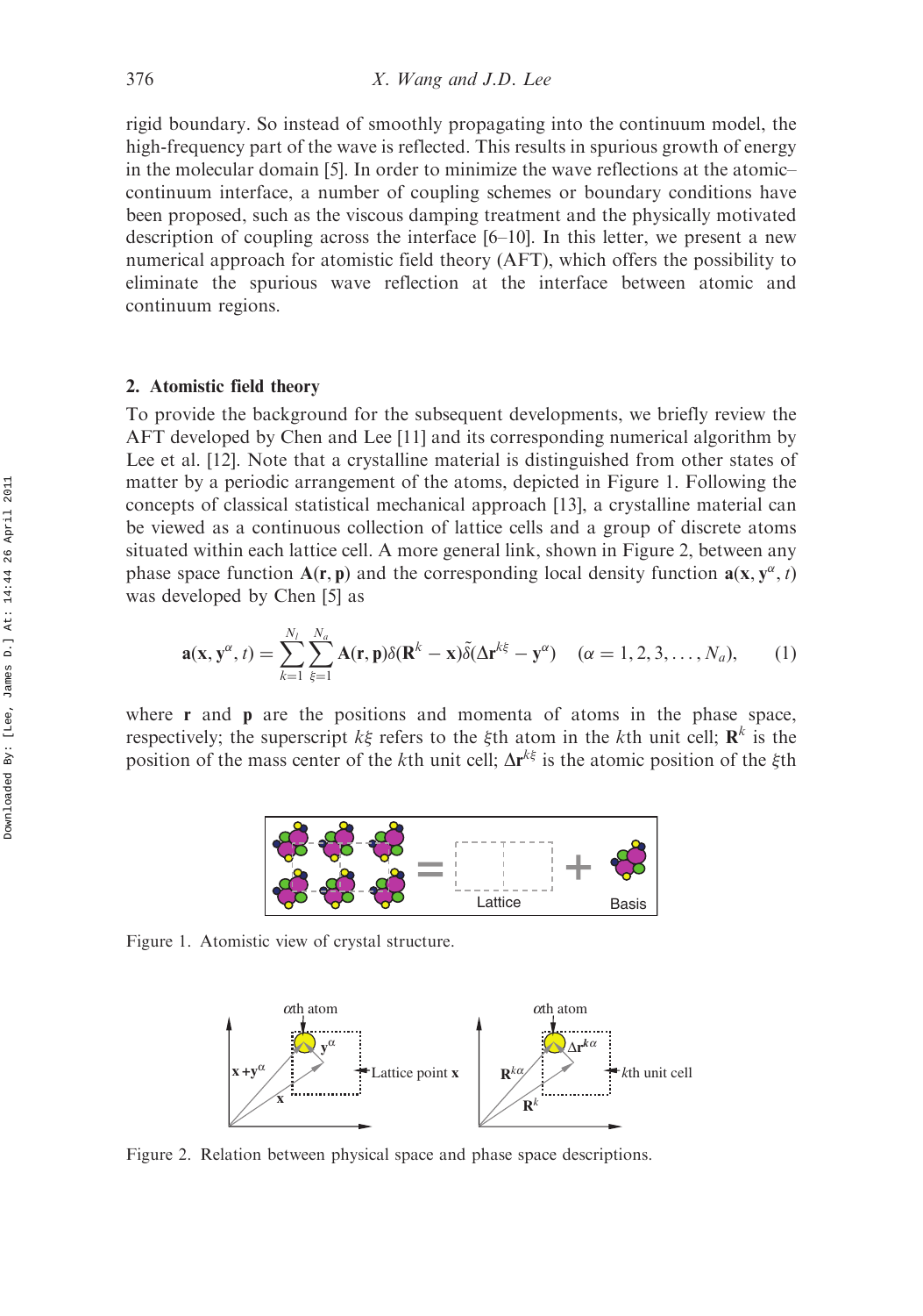rigid boundary. So instead of smoothly propagating into the continuum model, the high-frequency part of the wave is reflected. This results in spurious growth of energy in the molecular domain [5]. In order to minimize the wave reflections at the atomic–continuum interface, a number of coupling schemes or boundary conditions have been proposed, such as the viscous damping treatment and the physically motivated description of coupling across the interface [6–10]. In this letter, we present a new numerical approach for atomistic field theory (AFT), which offers the possibility to eliminate the spurious wave reflection at the interface between atomic and continuum regions.

## 2. Atomistic field theory

To provide the background for the subsequent developments, we briefly review the AFT developed by Chen and Lee [11] and its corresponding numerical algorithm by Lee et al. [12]. Note that a crystalline material is distinguished from other states of matter by a periodic arrangement of the atoms, depicted in Figure 1. Following the concepts of classical statistical mechanical approach [13], a crystalline material can be viewed as a continuous collection of lattice cells and a group of discrete atoms situated within each lattice cell. A more general link, shown in Figure 2, between any phase space function $\mathbf{A}(\mathbf{r}, \mathbf{p})$ and the corresponding local density function $\mathbf{a}(\mathbf{x}, \mathbf{y}^{\alpha}, t)$ was developed by Chen [5] as

$$\mathbf{a}(\mathbf{x}, \mathbf{y}^{\alpha}, t) = \sum_{k=1}^{N_l} \sum_{\xi=1}^{N_a} \mathbf{A}(\mathbf{r}, \mathbf{p}) \delta(\mathbf{R}^k - \mathbf{x}) \tilde{\delta}(\Delta \mathbf{r}^{k\xi} - \mathbf{y}^{\alpha}) \quad (\alpha = 1, 2, 3, \ldots, N_a), \qquad (1)$$

where $\mathbf{r}$ and $\mathbf{p}$ are the positions and momenta of atoms in the phase space, respectively; the superscript $k\xi$ refers to the $\xi$th atom in the $k$th unit cell; $\mathbf{R}^k$ is the position of the mass center of the $k$th unit cell; $\Delta\mathbf{r}^{k\xi}$ is the atomic position of the $\xi$th

Figure 1. Atomistic view of crystal structure.

Figure 2. Relation between physical space and phase space descriptions.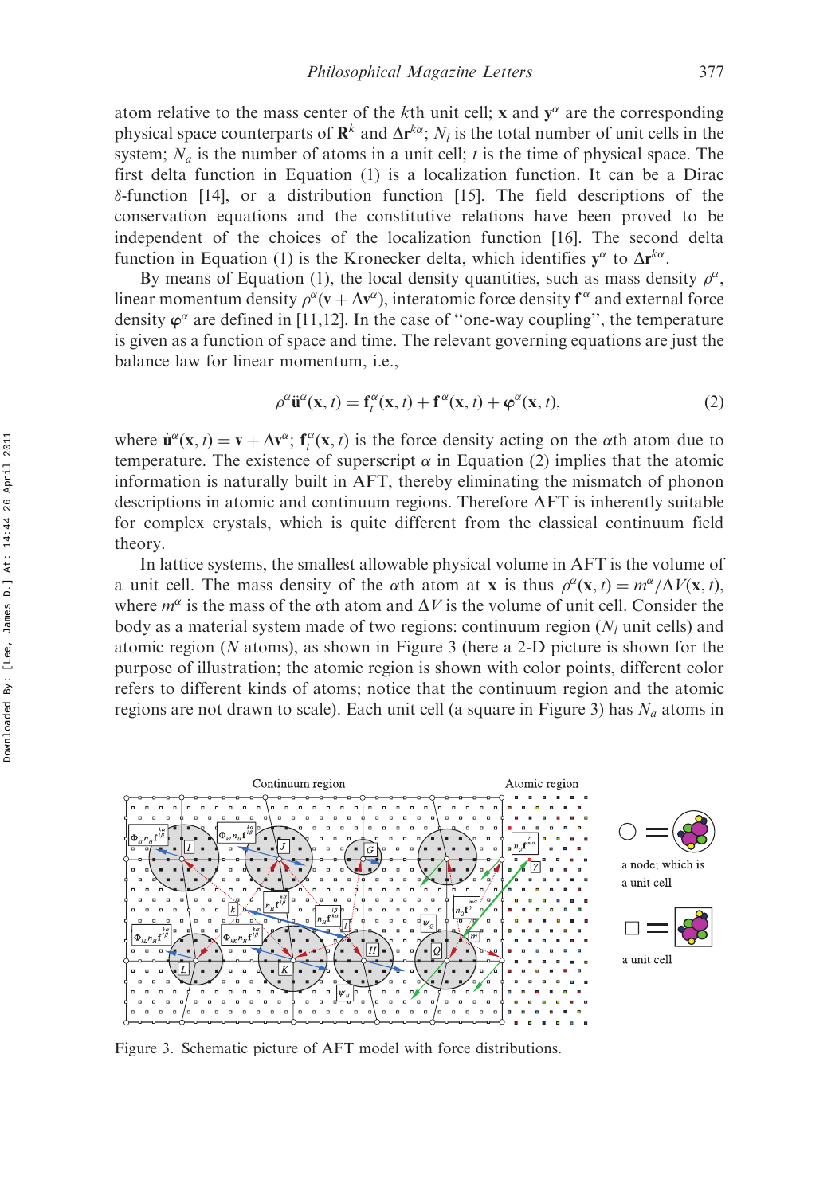atom relative to the mass center of the $k$th unit cell; $\mathbf{x}$ and $\mathbf{y}^\alpha$ are the corresponding physical space counterparts of $\mathbf{R}^k$ and $\Delta\mathbf{r}^{k\alpha}$; $N_l$ is the total number of unit cells in the system; $N_a$ is the number of atoms in a unit cell; $t$ is the time of physical space. The first delta function in Equation (1) is a localization function. It can be a Dirac $\delta$-function [14], or a distribution function [15]. The field descriptions of the conservation equations and the constitutive relations have been proved to be independent of the choices of the localization function [16]. The second delta function in Equation (1) is the Kronecker delta, which identifies $\mathbf{y}^\alpha$ to $\Delta\mathbf{r}^{k\alpha}$.

By means of Equation (1), the local density quantities, such as mass density $\rho^\alpha$, linear momentum density $\rho^\alpha(\mathbf{v} + \Delta\mathbf{v}^\alpha)$, interatomic force density $\mathbf{f}^\alpha$ and external force density $\boldsymbol{\varphi}^\alpha$ are defined in [11,12]. In the case of "one-way coupling", the temperature is given as a function of space and time. The relevant governing equations are just the balance law for linear momentum, i.e.,

$$\rho^\alpha \ddot{\mathbf{u}}^\alpha(\mathbf{x}, t) = \mathbf{f}_t^\alpha(\mathbf{x}, t) + \mathbf{f}^\alpha(\mathbf{x}, t) + \boldsymbol{\varphi}^\alpha(\mathbf{x}, t), \tag{2}$$

where $\dot{\mathbf{u}}^\alpha(\mathbf{x}, t) = \mathbf{v} + \Delta\mathbf{v}^\alpha$; $\mathbf{f}_t^\alpha(\mathbf{x}, t)$ is the force density acting on the $\alpha$th atom due to temperature. The existence of superscript $\alpha$ in Equation (2) implies that the atomic information is naturally built in AFT, thereby eliminating the mismatch of phonon descriptions in atomic and continuum regions. Therefore AFT is inherently suitable for complex crystals, which is quite different from the classical continuum field theory.

In lattice systems, the smallest allowable physical volume in AFT is the volume of a unit cell. The mass density of the $\alpha$th atom at $\mathbf{x}$ is thus $\rho^\alpha(\mathbf{x}, t) = m^\alpha/\Delta V(\mathbf{x}, t)$, where $m^\alpha$ is the mass of the $\alpha$th atom and $\Delta V$ is the volume of unit cell. Consider the body as a material system made of two regions: continuum region ($N_l$ unit cells) and atomic region ($N$ atoms), as shown in Figure 3 (here a 2-D picture is shown for the purpose of illustration; the atomic region is shown with color points, different color refers to different kinds of atoms; notice that the continuum region and the atomic regions are not drawn to scale). Each unit cell (a square in Figure 3) has $N_a$ atoms in

Figure 3. Schematic picture of AFT model with force distributions.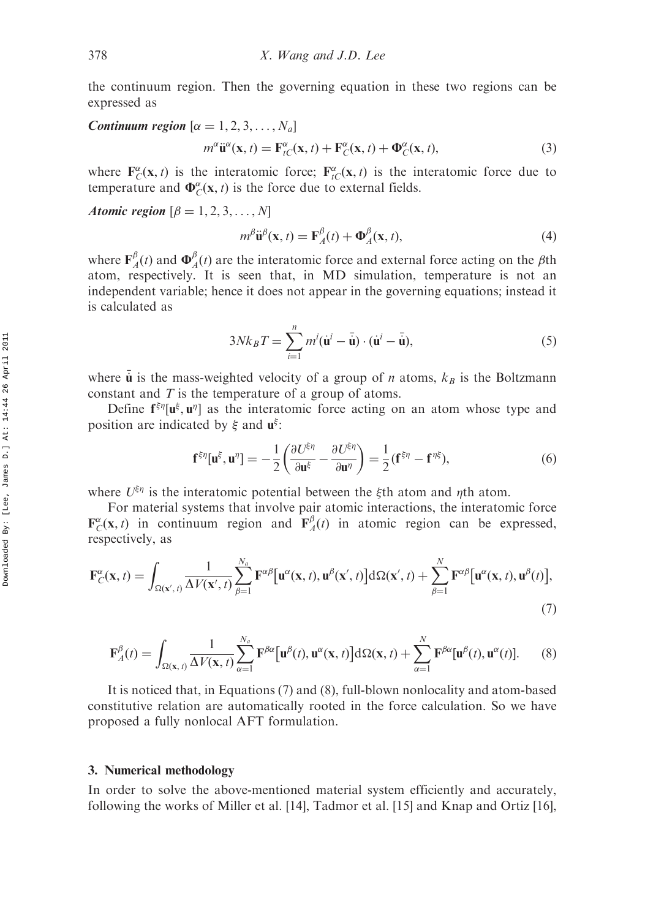the continuum region. Then the governing equation in these two regions can be expressed as

***Continuum region*** $[\alpha = 1, 2, 3, \ldots, N_a]$

$$m^{\alpha}\ddot{\mathbf{u}}^{\alpha}(\mathbf{x}, t) = \mathbf{F}^{\alpha}_{tC}(\mathbf{x}, t) + \mathbf{F}^{\alpha}_{C}(\mathbf{x}, t) + \mathbf{\Phi}^{\alpha}_{C}(\mathbf{x}, t), \tag{3}$$

where $\mathbf{F}^{\alpha}_{C}(\mathbf{x}, t)$ is the interatomic force; $\mathbf{F}^{\alpha}_{tC}(\mathbf{x}, t)$ is the interatomic force due to temperature and $\mathbf{\Phi}^{\alpha}_{C}(\mathbf{x}, t)$ is the force due to external fields.

***Atomic region*** $[\beta = 1, 2, 3, \ldots, N]$

$$m^{\beta}\ddot{\mathbf{u}}^{\beta}(\mathbf{x}, t) = \mathbf{F}^{\beta}_{A}(t) + \mathbf{\Phi}^{\beta}_{A}(\mathbf{x}, t), \tag{4}$$

where $\mathbf{F}^{\beta}_{A}(t)$ and $\mathbf{\Phi}^{\beta}_{A}(t)$ are the interatomic force and external force acting on the $\beta$th atom, respectively. It is seen that, in MD simulation, temperature is not an independent variable; hence it does not appear in the governing equations; instead it is calculated as

$$3Nk_BT = \sum_{i=1}^{n} m^i(\dot{\mathbf{u}}^i - \bar{\dot{\mathbf{u}}}) \cdot (\dot{\mathbf{u}}^i - \bar{\dot{\mathbf{u}}}), \tag{5}$$

where $\bar{\dot{\mathbf{u}}}$ is the mass-weighted velocity of a group of $n$ atoms, $k_B$ is the Boltzmann constant and $T$ is the temperature of a group of atoms.

Define $\mathbf{f}^{\xi\eta}[\mathbf{u}^{\xi}, \mathbf{u}^{\eta}]$ as the interatomic force acting on an atom whose type and position are indicated by $\xi$ and $\mathbf{u}^{\xi}$:

$$\mathbf{f}^{\xi\eta}[\mathbf{u}^{\xi}, \mathbf{u}^{\eta}] = -\frac{1}{2}\left(\frac{\partial U^{\xi\eta}}{\partial \mathbf{u}^{\xi}} - \frac{\partial U^{\xi\eta}}{\partial \mathbf{u}^{\eta}}\right) = \frac{1}{2}(\mathbf{f}^{\xi\eta} - \mathbf{f}^{\eta\xi}), \tag{6}$$

where $U^{\xi\eta}$ is the interatomic potential between the $\xi$th atom and $\eta$th atom.

For material systems that involve pair atomic interactions, the interatomic force $\mathbf{F}^{\alpha}_{C}(\mathbf{x}, t)$ in continuum region and $\mathbf{F}^{\beta}_{A}(t)$ in atomic region can be expressed, respectively, as

$$\mathbf{F}^{\alpha}_{C}(\mathbf{x}, t) = \int_{\Omega(\mathbf{x}', t)} \frac{1}{\Delta V(\mathbf{x}', t)} \sum_{\beta=1}^{N_a} \mathbf{F}^{\alpha\beta}\left[\mathbf{u}^{\alpha}(\mathbf{x}, t), \mathbf{u}^{\beta}(\mathbf{x}', t)\right] \mathrm{d}\Omega(\mathbf{x}', t) + \sum_{\beta=1}^{N} \mathbf{F}^{\alpha\beta}\left[\mathbf{u}^{\alpha}(\mathbf{x}, t), \mathbf{u}^{\beta}(t)\right], \tag{7}$$

$$\mathbf{F}^{\beta}_{A}(t) = \int_{\Omega(\mathbf{x}, t)} \frac{1}{\Delta V(\mathbf{x}, t)} \sum_{\alpha=1}^{N_a} \mathbf{F}^{\beta\alpha}\left[\mathbf{u}^{\beta}(t), \mathbf{u}^{\alpha}(\mathbf{x}, t)\right] \mathrm{d}\Omega(\mathbf{x}, t) + \sum_{\alpha=1}^{N} \mathbf{F}^{\beta\alpha}[\mathbf{u}^{\beta}(t), \mathbf{u}^{\alpha}(t)]. \tag{8}$$

It is noticed that, in Equations (7) and (8), full-blown nonlocality and atom-based constitutive relation are automatically rooted in the force calculation. So we have proposed a fully nonlocal AFT formulation.

## 3. Numerical methodology

In order to solve the above-mentioned material system efficiently and accurately, following the works of Miller et al. [14], Tadmor et al. [15] and Knap and Ortiz [16],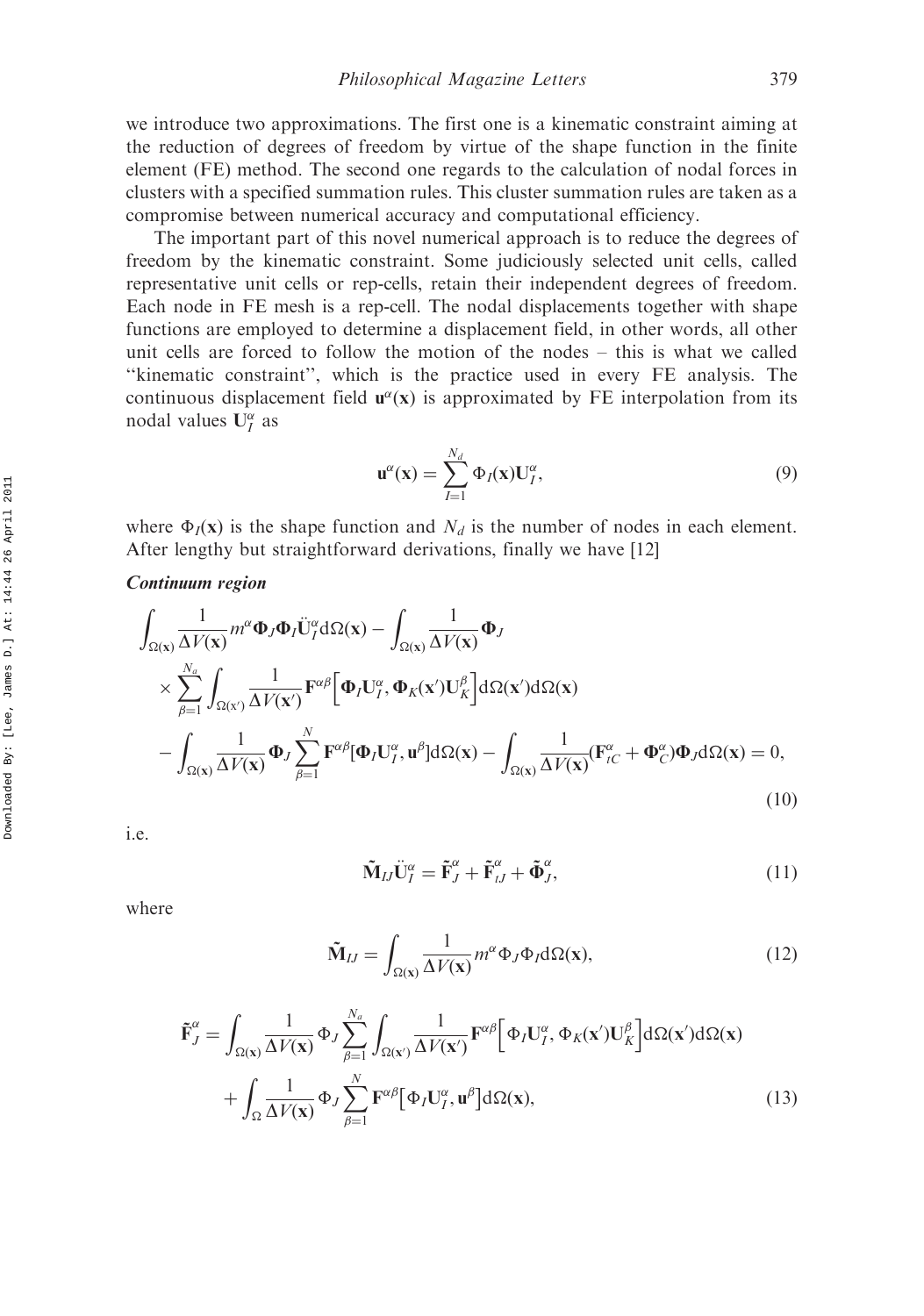we introduce two approximations. The first one is a kinematic constraint aiming at the reduction of degrees of freedom by virtue of the shape function in the finite element (FE) method. The second one regards to the calculation of nodal forces in clusters with a specified summation rules. This cluster summation rules are taken as a compromise between numerical accuracy and computational efficiency.

The important part of this novel numerical approach is to reduce the degrees of freedom by the kinematic constraint. Some judiciously selected unit cells, called representative unit cells or rep-cells, retain their independent degrees of freedom. Each node in FE mesh is a rep-cell. The nodal displacements together with shape functions are employed to determine a displacement field, in other words, all other unit cells are forced to follow the motion of the nodes – this is what we called "kinematic constraint", which is the practice used in every FE analysis. The continuous displacement field $\mathbf{u}^{\alpha}(\mathbf{x})$ is approximated by FE interpolation from its nodal values $\mathbf{U}_I^{\alpha}$ as

$$\mathbf{u}^{\alpha}(\mathbf{x}) = \sum_{I=1}^{N_d} \Phi_I(\mathbf{x})\mathbf{U}_I^{\alpha}, \tag{9}$$

where $\Phi_I(\mathbf{x})$ is the shape function and $N_d$ is the number of nodes in each element. After lengthy but straightforward derivations, finally we have [12]

***Continuum region***

$$\begin{aligned}
&\int_{\Omega(\mathbf{x})} \frac{1}{\Delta V(\mathbf{x})} m^{\alpha} \boldsymbol{\Phi}_J \boldsymbol{\Phi}_I \ddot{\mathbf{U}}_I^{\alpha} \mathrm{d}\Omega(\mathbf{x}) - \int_{\Omega(\mathbf{x})} \frac{1}{\Delta V(\mathbf{x})} \boldsymbol{\Phi}_J \\
&\times \sum_{\beta=1}^{N_a} \int_{\Omega(\mathbf{x}')} \frac{1}{\Delta V(\mathbf{x}')} \mathbf{F}^{\alpha\beta}\Big[\boldsymbol{\Phi}_I \mathbf{U}_I^{\alpha}, \boldsymbol{\Phi}_K(\mathbf{x}')\mathbf{U}_K^{\beta}\Big] \mathrm{d}\Omega(\mathbf{x}')\mathrm{d}\Omega(\mathbf{x}) \\
&- \int_{\Omega(\mathbf{x})} \frac{1}{\Delta V(\mathbf{x})} \boldsymbol{\Phi}_J \sum_{\beta=1}^{N} \mathbf{F}^{\alpha\beta}[\boldsymbol{\Phi}_I \mathbf{U}_I^{\alpha}, \mathbf{u}^{\beta}] \mathrm{d}\Omega(\mathbf{x}) - \int_{\Omega(\mathbf{x})} \frac{1}{\Delta V(\mathbf{x})} (\mathbf{F}_{tC}^{\alpha} + \boldsymbol{\Phi}_C^{\alpha}) \boldsymbol{\Phi}_J \mathrm{d}\Omega(\mathbf{x}) = 0,
\end{aligned} \tag{10}$$

i.e.

$$\tilde{\mathbf{M}}_{IJ} \ddot{\mathbf{U}}_I^{\alpha} = \tilde{\mathbf{F}}_J^{\alpha} + \tilde{\mathbf{F}}_{tJ}^{\alpha} + \tilde{\boldsymbol{\Phi}}_J^{\alpha}, \tag{11}$$

where

$$\tilde{\mathbf{M}}_{IJ} = \int_{\Omega(\mathbf{x})} \frac{1}{\Delta V(\mathbf{x})} m^{\alpha} \Phi_J \Phi_I \mathrm{d}\Omega(\mathbf{x}), \tag{12}$$

$$\begin{aligned}
\tilde{\mathbf{F}}_J^{\alpha} = &\int_{\Omega(\mathbf{x})} \frac{1}{\Delta V(\mathbf{x})} \Phi_J \sum_{\beta=1}^{N_a} \int_{\Omega(\mathbf{x}')} \frac{1}{\Delta V(\mathbf{x}')} \mathbf{F}^{\alpha\beta}\Big[\Phi_I \mathbf{U}_I^{\alpha}, \Phi_K(\mathbf{x}')\mathbf{U}_K^{\beta}\Big] \mathrm{d}\Omega(\mathbf{x}')\mathrm{d}\Omega(\mathbf{x}) \\
&+ \int_{\Omega} \frac{1}{\Delta V(\mathbf{x})} \Phi_J \sum_{\beta=1}^{N} \mathbf{F}^{\alpha\beta}\big[\Phi_I \mathbf{U}_I^{\alpha}, \mathbf{u}^{\beta}\big] \mathrm{d}\Omega(\mathbf{x}),
\end{aligned} \tag{13}$$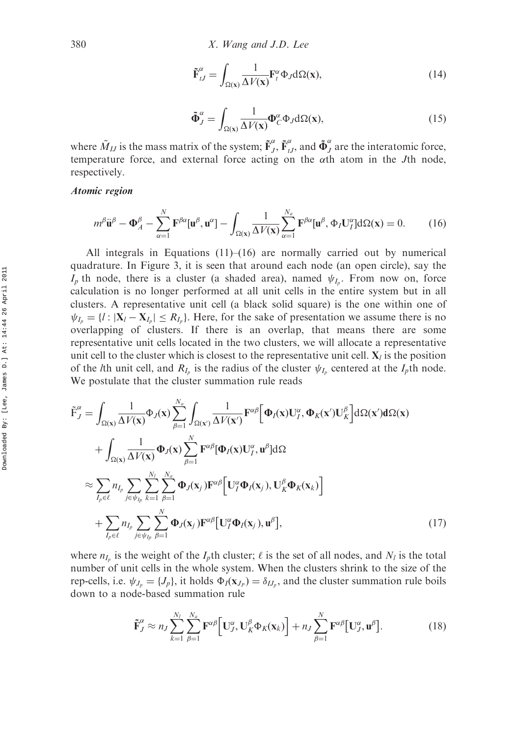$$\tilde{\mathbf{F}}_{tJ}^{\alpha} = \int_{\Omega(\mathbf{x})} \frac{1}{\Delta V(\mathbf{x})} \mathbf{F}_t^{\alpha} \Phi_J \mathrm{d}\Omega(\mathbf{x}), \tag{14}$$

$$\tilde{\mathbf{\Phi}}_J^{\alpha} = \int_{\Omega(\mathbf{x})} \frac{1}{\Delta V(\mathbf{x})} \mathbf{\Phi}_C^{\alpha} \Phi_J \mathrm{d}\Omega(\mathbf{x}), \tag{15}$$

where $\tilde{M}_{IJ}$ is the mass matrix of the system; $\tilde{\mathbf{F}}_J^{\alpha}$, $\tilde{\mathbf{F}}_{tJ}^{\alpha}$, and $\tilde{\mathbf{\Phi}}_J^{\alpha}$ are the interatomic force, temperature force, and external force acting on the $\alpha$th atom in the $J$th node, respectively.

***Atomic region***

$$m^{\beta}\ddot{\mathbf{u}}^{\beta} - \mathbf{\Phi}_A^{\beta} - \sum_{\alpha=1}^{N} \mathbf{F}^{\beta\alpha}[\mathbf{u}^{\beta}, \mathbf{u}^{\alpha}] - \int_{\Omega(\mathbf{x})} \frac{1}{\Delta V(\mathbf{x})} \sum_{\alpha=1}^{N_a} \mathbf{F}^{\beta\alpha}[\mathbf{u}^{\beta}, \Phi_I \mathbf{U}_I^{\alpha}] \mathrm{d}\Omega(\mathbf{x}) = 0. \tag{16}$$

All integrals in Equations (11)–(16) are normally carried out by numerical quadrature. In Figure 3, it is seen that around each node (an open circle), say the $I_p$ th node, there is a cluster (a shaded area), named $\psi_{I_p}$. From now on, force calculation is no longer performed at all unit cells in the entire system but in all clusters. A representative unit cell (a black solid square) is the one within one of $\psi_{I_p} = \{l : |\mathbf{X}_l - \mathbf{X}_{I_p}| \leq R_{I_p}\}$. Here, for the sake of presentation we assume there is no overlapping of clusters. If there is an overlap, that means there are some representative unit cells located in the two clusters, we will allocate a representative unit cell to the cluster which is closest to the representative unit cell. $\mathbf{X}_l$ is the position of the $l$th unit cell, and $R_{I_p}$ is the radius of the cluster $\psi_{I_p}$ centered at the $I_p$th node. We postulate that the cluster summation rule reads

$$\begin{aligned}
\tilde{\mathrm{F}}_J^{\alpha} &= \int_{\Omega(\mathbf{x})} \frac{1}{\Delta V(\mathbf{x})} \Phi_J(\mathbf{x}) \sum_{\beta=1}^{N_a} \int_{\Omega(\mathbf{x}')} \frac{1}{\Delta V(\mathbf{x}')} \mathbf{F}^{\alpha\beta}\Big[\mathbf{\Phi}_I(\mathbf{x})\mathbf{U}_I^{\alpha}, \mathbf{\Phi}_K(\mathbf{x}')\mathbf{U}_K^{\beta}\Big] \mathrm{d}\Omega(\mathbf{x}') \mathbf{d}\Omega(\mathbf{x}) \\
&\quad + \int_{\Omega(\mathbf{x})} \frac{1}{\Delta V(\mathbf{x})} \mathbf{\Phi}_J(\mathbf{x}) \sum_{\beta=1}^{N} \mathbf{F}^{\alpha\beta}[\mathbf{\Phi}_I(\mathbf{x})\mathbf{U}_I^{\alpha}, \mathbf{u}^{\beta}] \mathrm{d}\Omega \\
&\approx \sum_{I_p \in \ell} n_{I_p} \sum_{j \in \psi_{I_p}} \sum_{k=1}^{N_l} \sum_{\beta=1}^{N_a} \mathbf{\Phi}_J(\mathbf{x}_j) \mathbf{F}^{\alpha\beta}\Big[\mathbf{U}_I^{\alpha} \mathbf{\Phi}_I(\mathbf{x}_j), \mathbf{U}_K^{\beta} \mathbf{\Phi}_K(\mathbf{x}_k)\Big] \\
&\quad + \sum_{I_p \in \ell} n_{I_p} \sum_{j \in \psi_{I_p}} \sum_{\beta=1}^{N} \mathbf{\Phi}_J(\mathbf{x}_j) \mathbf{F}^{\alpha\beta}\big[\mathbf{U}_I^{\alpha} \mathbf{\Phi}_I(\mathbf{x}_j), \mathbf{u}^{\beta}\big],
\end{aligned} \tag{17}$$

where $n_{I_p}$ is the weight of the $I_p$th cluster; $\ell$ is the set of all nodes, and $N_l$ is the total number of unit cells in the whole system. When the clusters shrink to the size of the rep-cells, i.e. $\psi_{J_p} = \{J_p\}$, it holds $\Phi_I(\mathbf{x}_{J_P}) = \delta_{IJ_p}$, and the cluster summation rule boils down to a node-based summation rule

$$\tilde{\mathbf{F}}_J^{\alpha} \approx n_J \sum_{k=1}^{N_l} \sum_{\beta=1}^{N_a} \mathbf{F}^{\alpha\beta}\Big[\mathbf{U}_J^{\alpha}, \mathbf{U}_K^{\beta} \Phi_K(\mathbf{x}_k)\Big] + n_J \sum_{\beta=1}^{N} \mathbf{F}^{\alpha\beta}\big[\mathbf{U}_J^{\alpha}, \mathbf{u}^{\beta}\big]. \tag{18}$$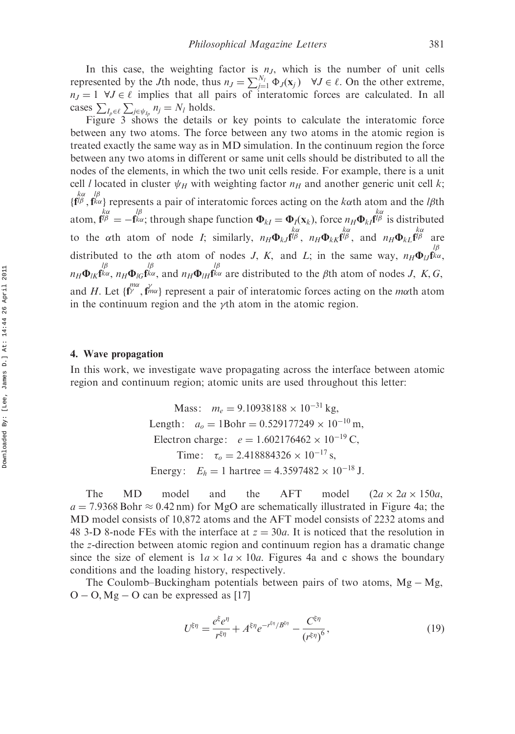In this case, the weighting factor is $n_J$, which is the number of unit cells represented by the $J$th node, thus $n_J = \sum_{j=1}^{N_l} \Phi_J(\mathbf{x}_j) \quad \forall J \in \ell$. On the other extreme, $n_J = 1 \ \forall J \in \ell$ implies that all pairs of interatomic forces are calculated. In all cases $\sum_{I_p \in \ell} \sum_{j \in \psi_{I_p}} n_j = N_l$ holds.

Figure 3 shows the details or key points to calculate the interatomic force between any two atoms. The force between any two atoms in the atomic region is treated exactly the same way as in MD simulation. In the continuum region the force between any two atoms in different or same unit cells should be distributed to all the nodes of the elements, in which the two unit cells reside. For example, there is a unit cell $l$ located in cluster $\psi_H$ with weighting factor $n_H$ and another generic unit cell $k$; $\{\overset{k\alpha}{\mathbf{f}^{l\beta}}, \overset{l\beta}{\mathbf{f}^{k\alpha}}\}$ represents a pair of interatomic forces acting on the $k\alpha$th atom and the $l\beta$th atom, $\overset{k\alpha}{\mathbf{f}^{l\beta}} = -\overset{l\beta}{\mathbf{f}^{k\alpha}}$; through shape function $\mathbf{\Phi}_{kI} = \mathbf{\Phi}_I(\mathbf{x}_k)$, force $n_H \mathbf{\Phi}_{kI} \overset{k\alpha}{\mathbf{f}^{l\beta}}$ is distributed to the $\alpha$th atom of node $I$; similarly, $n_H \mathbf{\Phi}_{kJ} \overset{k\alpha}{\mathbf{f}^{l\beta}}$, $n_H \mathbf{\Phi}_{kK} \overset{k\alpha}{\mathbf{f}^{l\beta}}$, and $n_H \mathbf{\Phi}_{kL} \overset{k\alpha}{\mathbf{f}^{l\beta}}$ are distributed to the $\alpha$th atom of nodes $J$, $K$, and $L$; in the same way, $n_H \mathbf{\Phi}_{lJ} \overset{l\beta}{\mathbf{f}^{k\alpha}}$, $n_H \mathbf{\Phi}_{lK} \overset{l\beta}{\mathbf{f}^{k\alpha}}$, $n_H \mathbf{\Phi}_{lG} \overset{l\beta}{\mathbf{f}^{k\alpha}}$, and $n_H \mathbf{\Phi}_{lH} \overset{l\beta}{\mathbf{f}^{k\alpha}}$ are distributed to the $\beta$th atom of nodes $J$, $K$, $G$, and $H$. Let $\{\overset{m\alpha}{\mathbf{f}^{\gamma}}, \overset{\gamma}{\mathbf{f}^{m\alpha}}\}$ represent a pair of interatomic forces acting on the $m\alpha$th atom in the continuum region and the $\gamma$th atom in the atomic region.

## 4. Wave propagation

In this work, we investigate wave propagating across the interface between atomic region and continuum region; atomic units are used throughout this letter:

$$
\begin{aligned}
&\text{Mass:} \quad m_e = 9.10938188 \times 10^{-31}\,\text{kg},\\
&\text{Length:} \quad a_o = 1\,\text{Bohr} = 0.529177249 \times 10^{-10}\,\text{m},\\
&\text{Electron charge:} \quad e = 1.602176462 \times 10^{-19}\,\text{C},\\
&\text{Time:} \quad \tau_o = 2.418884326 \times 10^{-17}\,\text{s},\\
&\text{Energy:} \quad E_h = 1\,\text{hartree} = 4.3597482 \times 10^{-18}\,\text{J}.
\end{aligned}
$$

The MD model and the AFT model ($2a \times 2a \times 150a$, $a = 7.9368$ Bohr $\approx 0.42$ nm) for MgO are schematically illustrated in Figure 4a; the MD model consists of 10,872 atoms and the AFT model consists of 2232 atoms and 48 3-D 8-node FEs with the interface at $z = 30a$. It is noticed that the resolution in the $z$-direction between atomic region and continuum region has a dramatic change since the size of element is $1a \times 1a \times 10a$. Figures 4a and c shows the boundary conditions and the loading history, respectively.

The Coulomb–Buckingham potentials between pairs of two atoms, $\mathrm{Mg-Mg}$, $\mathrm{O-O}$, $\mathrm{Mg-O}$ can be expressed as [17]

$$
U^{\xi\eta} = \frac{e^{\xi} e^{\eta}}{r^{\xi\eta}} + A^{\xi\eta} e^{-r^{\xi\eta}/B^{\xi\eta}} - \frac{C^{\xi\eta}}{(r^{\xi\eta})^6}, \tag{19}
$$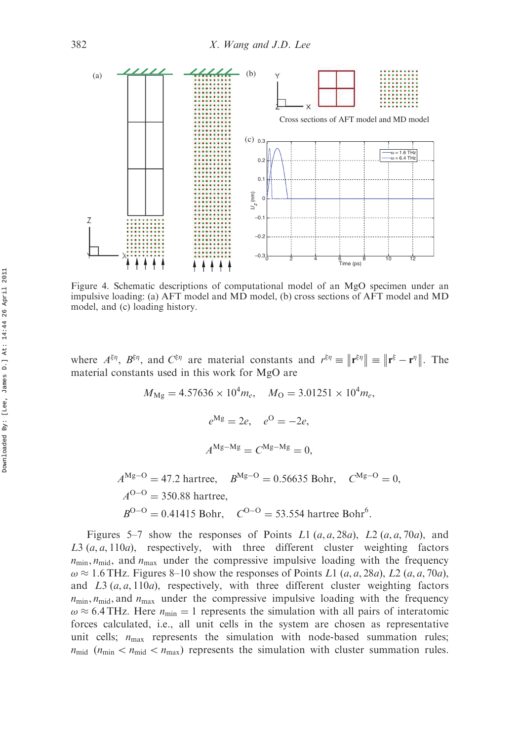Figure 4. Schematic descriptions of computational model of an MgO specimen under an impulsive loading: (a) AFT model and MD model, (b) cross sections of AFT model and MD model, and (c) loading history.

where $A^{\xi\eta}$, $B^{\xi\eta}$, and $C^{\xi\eta}$ are material constants and $r^{\xi\eta} \equiv \|\mathbf{r}^{\xi\eta}\| \equiv \|\mathbf{r}^{\xi} - \mathbf{r}^{\eta}\|$. The material constants used in this work for MgO are

$$M_{\mathrm{Mg}} = 4.57636 \times 10^4 m_e, \quad M_{\mathrm{O}} = 3.01251 \times 10^4 m_e,$$

$$e^{\mathrm{Mg}} = 2e, \quad e^{\mathrm{O}} = -2e,$$

$$A^{\mathrm{Mg-Mg}} = C^{\mathrm{Mg-Mg}} = 0,$$

$$A^{\mathrm{Mg-O}} = 47.2 \text{ hartree}, \quad B^{\mathrm{Mg-O}} = 0.56635 \text{ Bohr}, \quad C^{\mathrm{Mg-O}} = 0,$$
$$A^{\mathrm{O-O}} = 350.88 \text{ hartree},$$
$$B^{\mathrm{O-O}} = 0.41415 \text{ Bohr}, \quad C^{\mathrm{O-O}} = 53.554 \text{ hartree Bohr}^6.$$

Figures 5–7 show the responses of Points $L1\,(a, a, 28a)$, $L2\,(a, a, 70a)$, and $L3\,(a, a, 110a)$, respectively, with three different cluster weighting factors $n_{\min}, n_{\mathrm{mid}}$, and $n_{\max}$ under the compressive impulsive loading with the frequency $\omega \approx 1.6$ THz. Figures 8–10 show the responses of Points $L1\,(a, a, 28a)$, $L2\,(a, a, 70a)$, and $L3\,(a, a, 110a)$, respectively, with three different cluster weighting factors $n_{\min}, n_{\mathrm{mid}}$, and $n_{\max}$ under the compressive impulsive loading with the frequency $\omega \approx 6.4$ THz. Here $n_{\min} = 1$ represents the simulation with all pairs of interatomic forces calculated, i.e., all unit cells in the system are chosen as representative unit cells; $n_{\max}$ represents the simulation with node-based summation rules; $n_{\mathrm{mid}}$ ($n_{\min} < n_{\mathrm{mid}} < n_{\max}$) represents the simulation with cluster summation rules.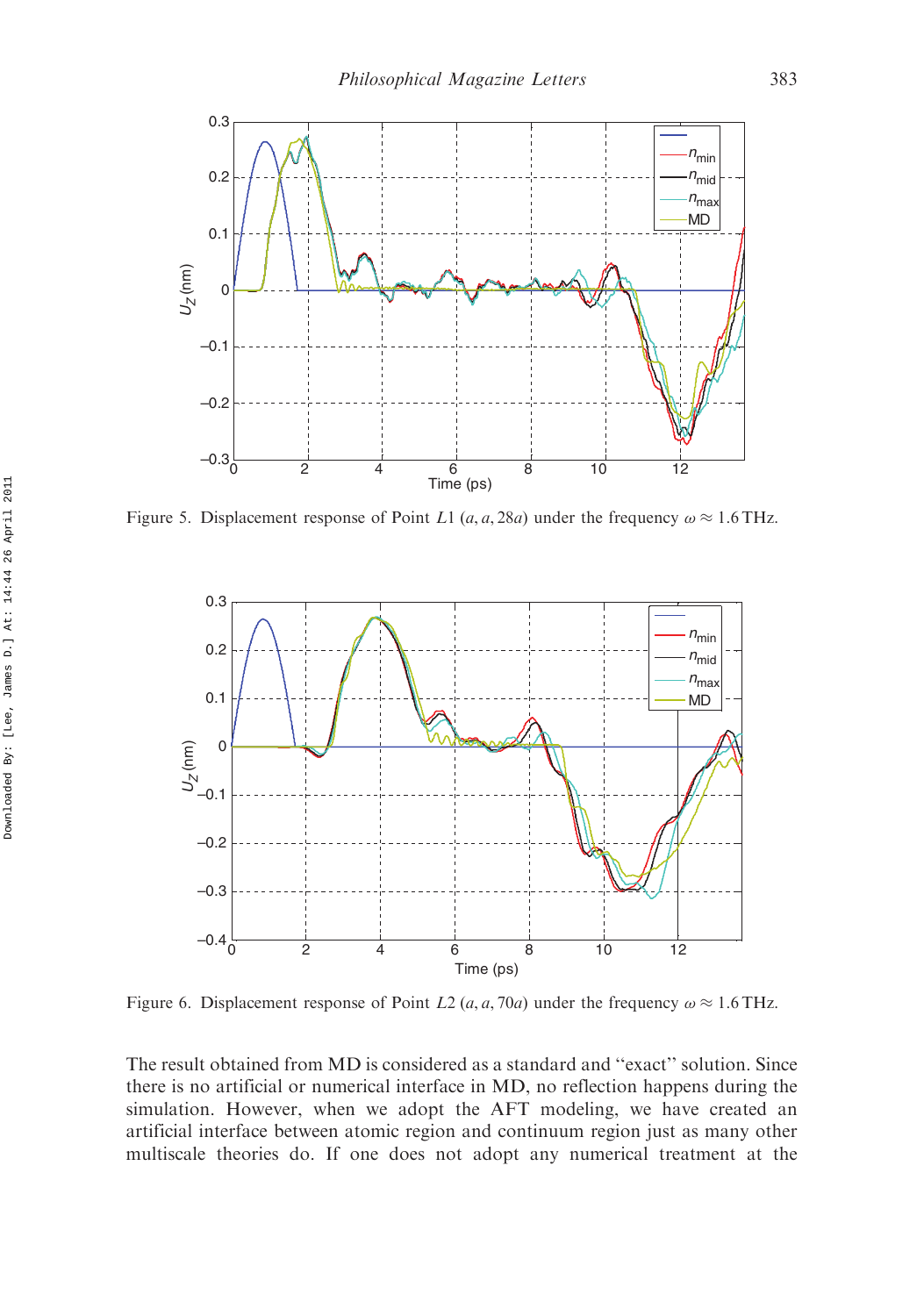Figure 5. Displacement response of Point $L1$ $(a, a, 28a)$ under the frequency $\omega \approx 1.6$ THz.

Figure 6. Displacement response of Point $L2$ $(a, a, 70a)$ under the frequency $\omega \approx 1.6$ THz.

The result obtained from MD is considered as a standard and "exact" solution. Since there is no artificial or numerical interface in MD, no reflection happens during the simulation. However, when we adopt the AFT modeling, we have created an artificial interface between atomic region and continuum region just as many other multiscale theories do. If one does not adopt any numerical treatment at the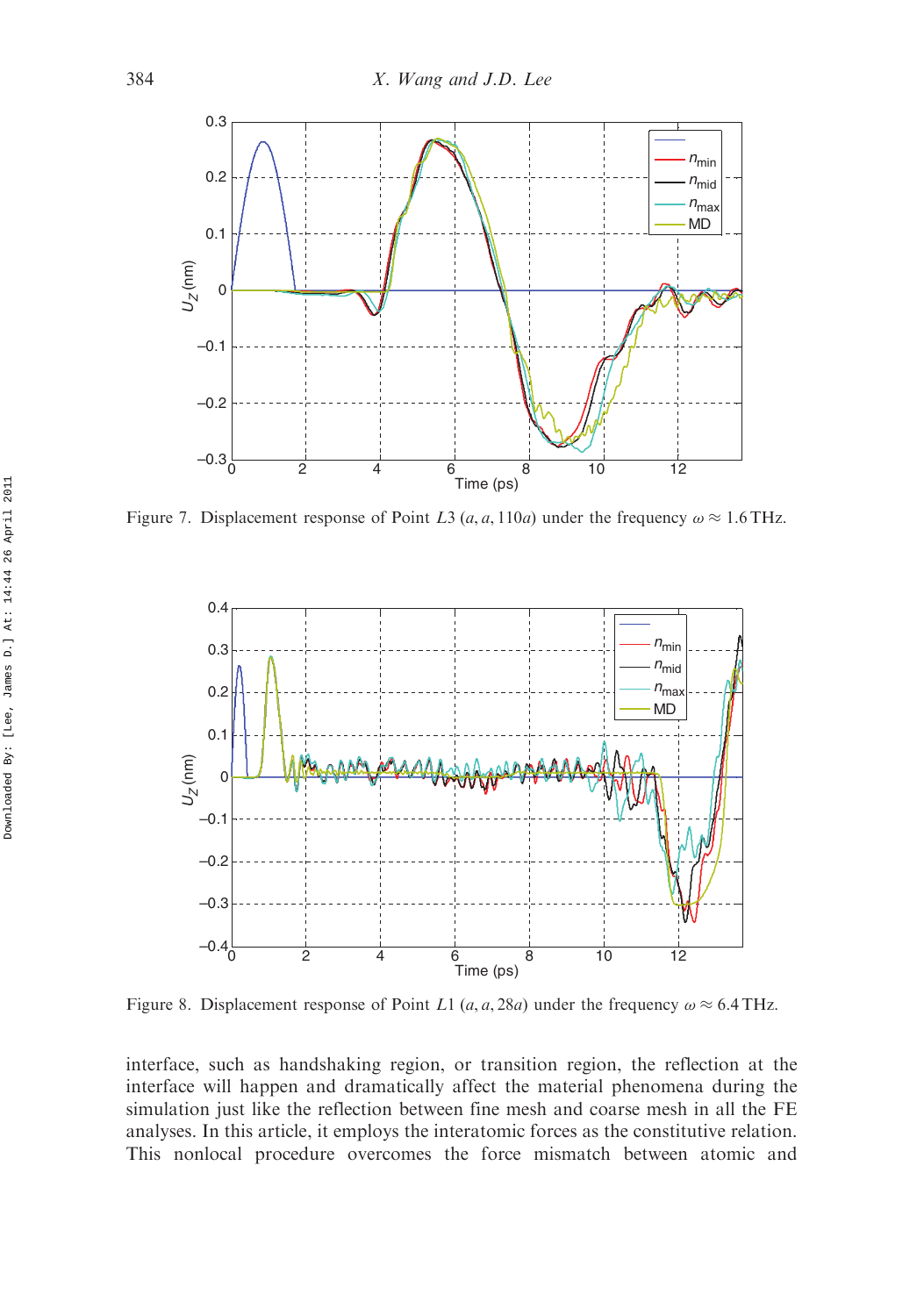Figure 7. Displacement response of Point $L3$ $(a, a, 110a)$ under the frequency $\omega \approx 1.6$ THz.

Figure 8. Displacement response of Point $L1$ $(a, a, 28a)$ under the frequency $\omega \approx 6.4$ THz.

interface, such as handshaking region, or transition region, the reflection at the interface will happen and dramatically affect the material phenomena during the simulation just like the reflection between fine mesh and coarse mesh in all the FE analyses. In this article, it employs the interatomic forces as the constitutive relation. This nonlocal procedure overcomes the force mismatch between atomic and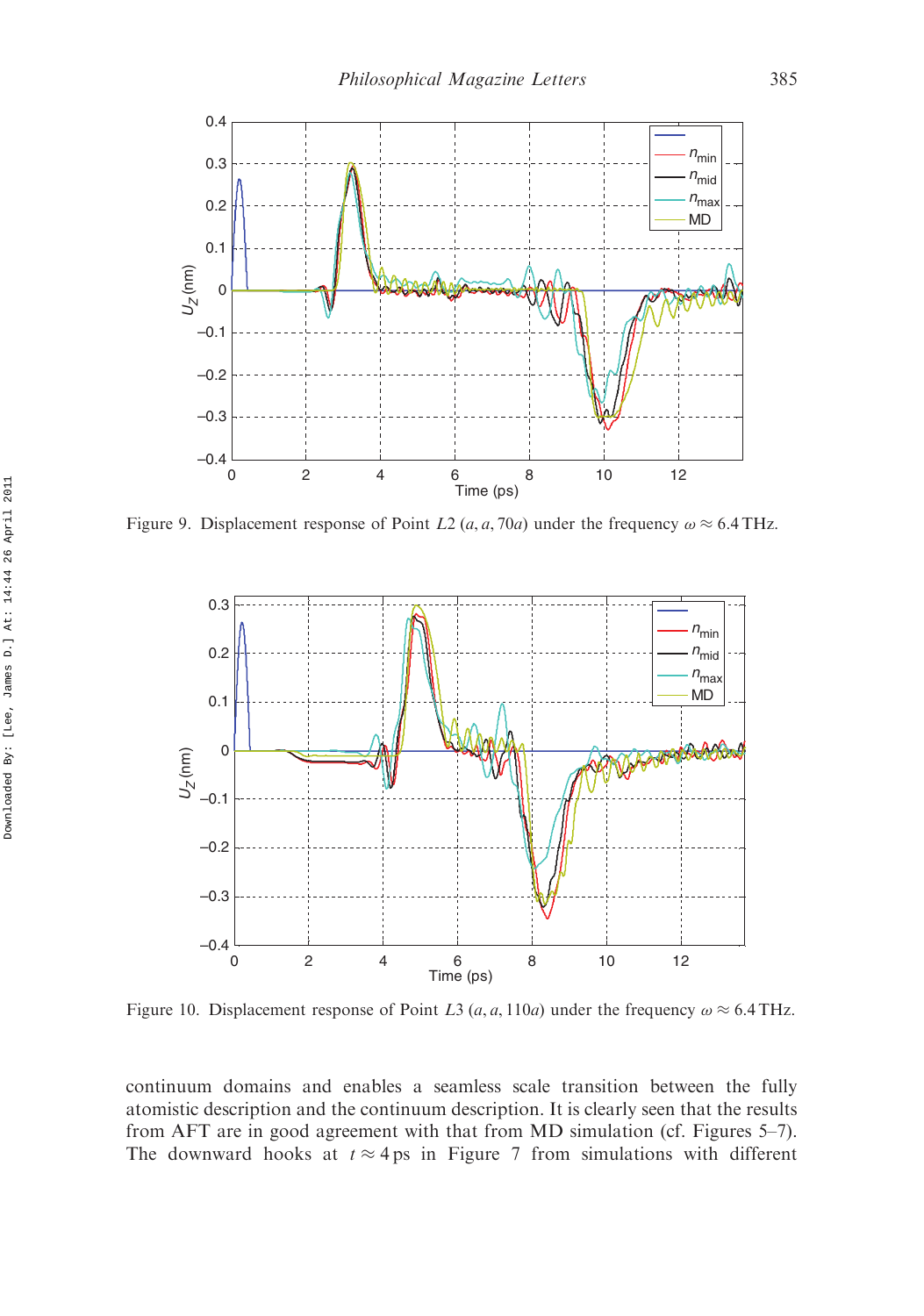Figure 9. Displacement response of Point $L2$ $(a, a, 70a)$ under the frequency $\omega \approx 6.4\,\text{THz}$.

Figure 10. Displacement response of Point $L3$ $(a, a, 110a)$ under the frequency $\omega \approx 6.4\,\text{THz}$.

continuum domains and enables a seamless scale transition between the fully atomistic description and the continuum description. It is clearly seen that the results from AFT are in good agreement with that from MD simulation (cf. Figures 5–7). The downward hooks at $t \approx 4\,\text{ps}$ in Figure 7 from simulations with different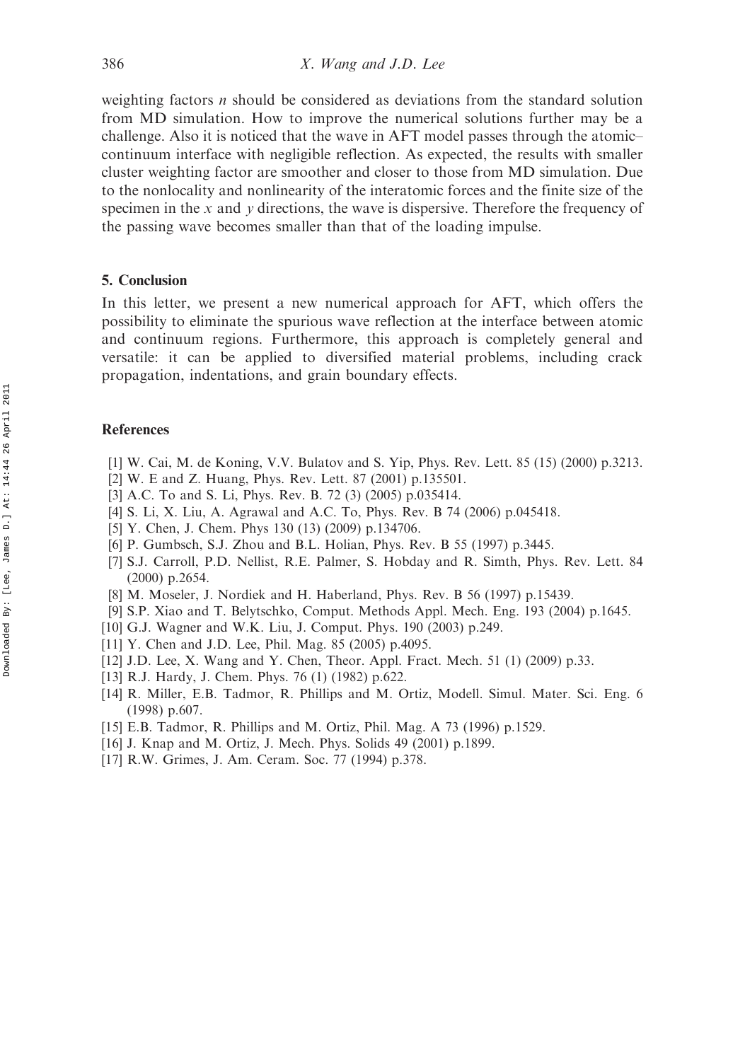weighting factors $n$ should be considered as deviations from the standard solution from MD simulation. How to improve the numerical solutions further may be a challenge. Also it is noticed that the wave in AFT model passes through the atomic–continuum interface with negligible reflection. As expected, the results with smaller cluster weighting factor are smoother and closer to those from MD simulation. Due to the nonlocality and nonlinearity of the interatomic forces and the finite size of the specimen in the $x$ and $y$ directions, the wave is dispersive. Therefore the frequency of the passing wave becomes smaller than that of the loading impulse.

## 5. Conclusion

In this letter, we present a new numerical approach for AFT, which offers the possibility to eliminate the spurious wave reflection at the interface between atomic and continuum regions. Furthermore, this approach is completely general and versatile: it can be applied to diversified material problems, including crack propagation, indentations, and grain boundary effects.

## References

[1] W. Cai, M. de Koning, V.V. Bulatov and S. Yip, Phys. Rev. Lett. 85 (15) (2000) p.3213.
[2] W. E and Z. Huang, Phys. Rev. Lett. 87 (2001) p.135501.
[3] A.C. To and S. Li, Phys. Rev. B. 72 (3) (2005) p.035414.
[4] S. Li, X. Liu, A. Agrawal and A.C. To, Phys. Rev. B 74 (2006) p.045418.
[5] Y. Chen, J. Chem. Phys 130 (13) (2009) p.134706.
[6] P. Gumbsch, S.J. Zhou and B.L. Holian, Phys. Rev. B 55 (1997) p.3445.
[7] S.J. Carroll, P.D. Nellist, R.E. Palmer, S. Hobday and R. Simth, Phys. Rev. Lett. 84 (2000) p.2654.
[8] M. Moseler, J. Nordiek and H. Haberland, Phys. Rev. B 56 (1997) p.15439.
[9] S.P. Xiao and T. Belytschko, Comput. Methods Appl. Mech. Eng. 193 (2004) p.1645.
[10] G.J. Wagner and W.K. Liu, J. Comput. Phys. 190 (2003) p.249.
[11] Y. Chen and J.D. Lee, Phil. Mag. 85 (2005) p.4095.
[12] J.D. Lee, X. Wang and Y. Chen, Theor. Appl. Fract. Mech. 51 (1) (2009) p.33.
[13] R.J. Hardy, J. Chem. Phys. 76 (1) (1982) p.622.
[14] R. Miller, E.B. Tadmor, R. Phillips and M. Ortiz, Modell. Simul. Mater. Sci. Eng. 6 (1998) p.607.
[15] E.B. Tadmor, R. Phillips and M. Ortiz, Phil. Mag. A 73 (1996) p.1529.
[16] J. Knap and M. Ortiz, J. Mech. Phys. Solids 49 (2001) p.1899.
[17] R.W. Grimes, J. Am. Ceram. Soc. 77 (1994) p.378.